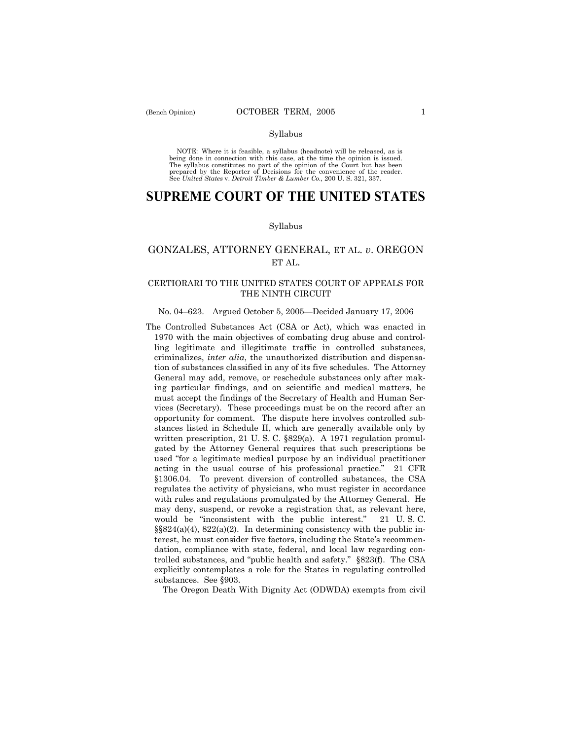Syllabus

NOTE: Where it is feasible, a syllabus (headnote) will be released, as is being done in connection with this case, at the time the opinion is issued. The syllabus constitutes no part of the opinion of the Court but has been prepared by the Reporter of Decisions for the convenience of the reader. See *United States* v. *Detroit Timber & Lumber Co.,* 200 U. S. 321, 337.

# SUPREME COURT OF THE UNITED STATES

Syllabus

## GONZALES, ATTORNEY GENERAL, ET AL. *v*. OREGON ET AL.

### CERTIORARI TO THE UNITED STATES COURT OF APPEALS FOR THE NINTH CIRCUIT

No. 04–623. Argued October 5, 2005—Decided January 17, 2006

The Controlled Substances Act (CSA or Act), which was enacted in 1970 with the main objectives of combating drug abuse and controlling legitimate and illegitimate traffic in controlled substances, criminalizes, *inter alia*, the unauthorized distribution and dispensation of substances classified in any of its five schedules. The Attorney General may add, remove, or reschedule substances only after making particular findings, and on scientific and medical matters, he must accept the findings of the Secretary of Health and Human Services (Secretary). These proceedings must be on the record after an opportunity for comment. The dispute here involves controlled substances listed in Schedule II, which are generally available only by written prescription, 21 U. S. C. §829(a). A 1971 regulation promulgated by the Attorney General requires that such prescriptions be used "for a legitimate medical purpose by an individual practitioner acting in the usual course of his professional practice." 21 CFR §1306.04. To prevent diversion of controlled substances, the CSA regulates the activity of physicians, who must register in accordance with rules and regulations promulgated by the Attorney General. He may deny, suspend, or revoke a registration that, as relevant here, would be "inconsistent with the public interest." 21 U. S. C. §§824(a)(4), 822(a)(2). In determining consistency with the public interest, he must consider five factors, including the State's recommendation, compliance with state, federal, and local law regarding controlled substances, and "public health and safety." §823(f). The CSA explicitly contemplates a role for the States in regulating controlled substances. See §903.

The Oregon Death With Dignity Act (ODWDA) exempts from civil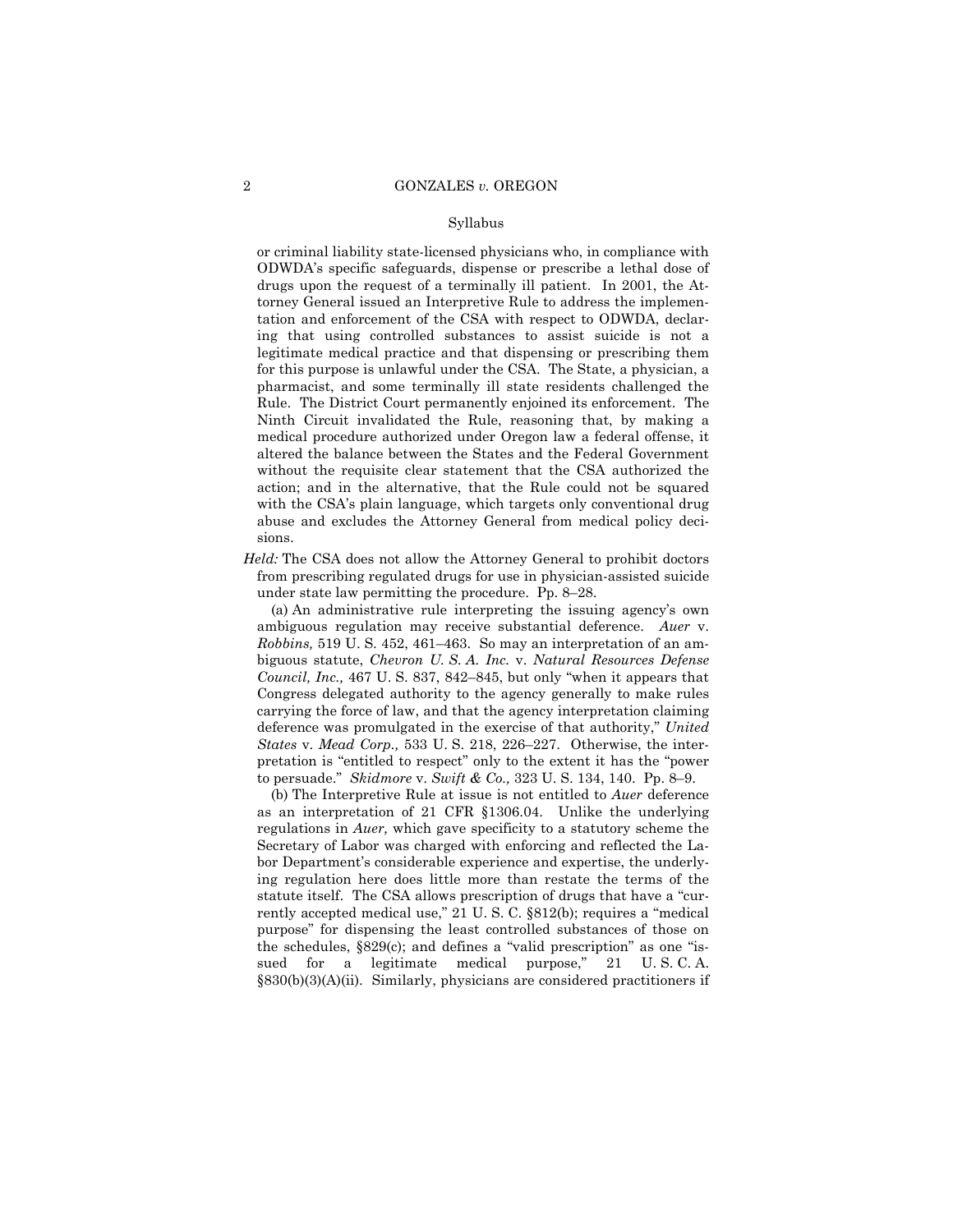or criminal liability state-licensed physicians who, in compliance with ODWDA's specific safeguards, dispense or prescribe a lethal dose of drugs upon the request of a terminally ill patient. In 2001, the Attorney General issued an Interpretive Rule to address the implementation and enforcement of the CSA with respect to ODWDA, declaring that using controlled substances to assist suicide is not a legitimate medical practice and that dispensing or prescribing them for this purpose is unlawful under the CSA. The State, a physician, a pharmacist, and some terminally ill state residents challenged the Rule. The District Court permanently enjoined its enforcement. The Ninth Circuit invalidated the Rule, reasoning that, by making a medical procedure authorized under Oregon law a federal offense, it altered the balance between the States and the Federal Government without the requisite clear statement that the CSA authorized the action; and in the alternative, that the Rule could not be squared with the CSA's plain language, which targets only conventional drug abuse and excludes the Attorney General from medical policy decisions.

*Held:* The CSA does not allow the Attorney General to prohibit doctors from prescribing regulated drugs for use in physician-assisted suicide under state law permitting the procedure. Pp. 8–28.

(a) An administrative rule interpreting the issuing agency's own ambiguous regulation may receive substantial deference. *Auer* v. *Robbins,* 519 U. S. 452, 461–463. So may an interpretation of an ambiguous statute, *Chevron U. S. A. Inc.* v. *Natural Resources Defense Council, Inc.,* 467 U. S. 837, 842–845, but only "when it appears that Congress delegated authority to the agency generally to make rules carrying the force of law, and that the agency interpretation claiming deference was promulgated in the exercise of that authority," *United States* v. *Mead Corp.,* 533 U. S. 218, 226–227. Otherwise, the interpretation is "entitled to respect" only to the extent it has the "power to persuade." *Skidmore* v. *Swift & Co.,* 323 U. S. 134, 140. Pp. 8–9.

(b) The Interpretive Rule at issue is not entitled to *Auer* deference as an interpretation of 21 CFR §1306.04. Unlike the underlying regulations in *Auer,* which gave specificity to a statutory scheme the Secretary of Labor was charged with enforcing and reflected the Labor Department's considerable experience and expertise, the underlying regulation here does little more than restate the terms of the statute itself. The CSA allows prescription of drugs that have a "currently accepted medical use," 21 U. S. C. §812(b); requires a "medical purpose" for dispensing the least controlled substances of those on the schedules, §829(c); and defines a "valid prescription" as one "issued for a legitimate medical purpose," 21 U. S. C. A. §830(b)(3)(A)(ii). Similarly, physicians are considered practitioners if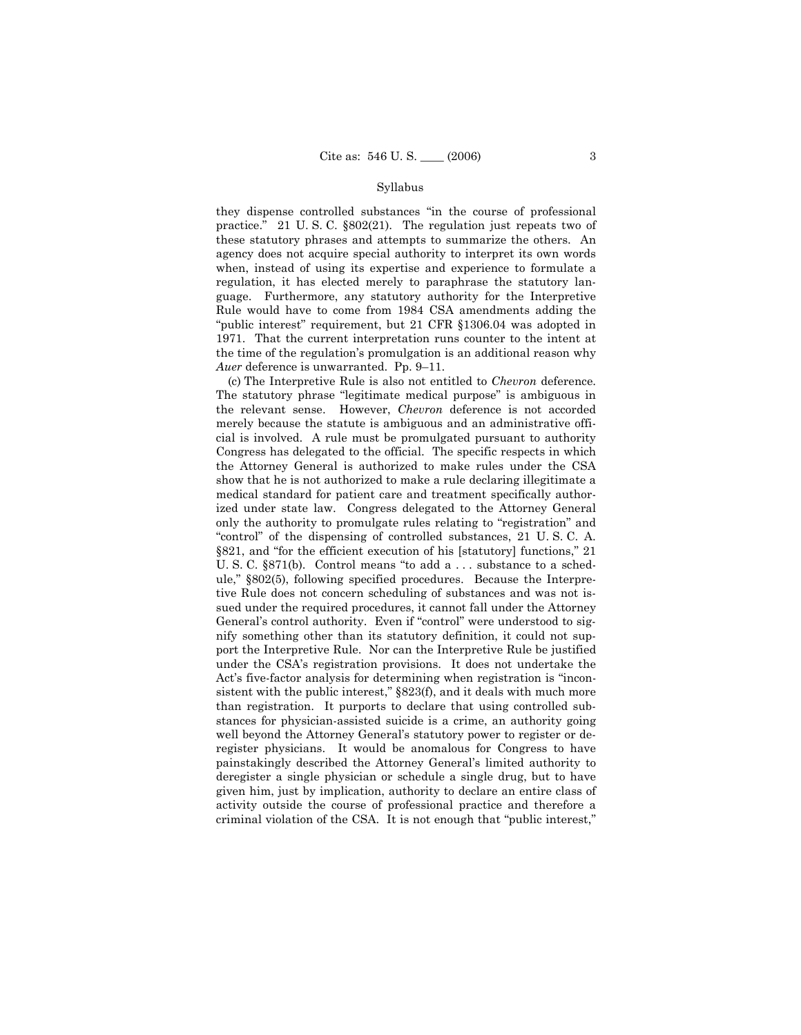Syllabus

they dispense controlled substances "in the course of professional practice." 21 U. S. C. §802(21). The regulation just repeats two of these statutory phrases and attempts to summarize the others. An agency does not acquire special authority to interpret its own words when, instead of using its expertise and experience to formulate a regulation, it has elected merely to paraphrase the statutory language. Furthermore, any statutory authority for the Interpretive Rule would have to come from 1984 CSA amendments adding the "public interest" requirement, but 21 CFR §1306.04 was adopted in 1971. That the current interpretation runs counter to the intent at the time of the regulation's promulgation is an additional reason why *Auer* deference is unwarranted. Pp. 9–11.

(c) The Interpretive Rule is also not entitled to *Chevron* deference. The statutory phrase "legitimate medical purpose" is ambiguous in the relevant sense. However, *Chevron* deference is not accorded merely because the statute is ambiguous and an administrative official is involved. A rule must be promulgated pursuant to authority Congress has delegated to the official. The specific respects in which the Attorney General is authorized to make rules under the CSA show that he is not authorized to make a rule declaring illegitimate a medical standard for patient care and treatment specifically authorized under state law. Congress delegated to the Attorney General only the authority to promulgate rules relating to "registration" and "control" of the dispensing of controlled substances, 21 U. S. C. A. §821, and "for the efficient execution of his [statutory] functions," 21 U. S. C. §871(b). Control means "to add a . . . substance to a schedule," §802(5), following specified procedures. Because the Interpretive Rule does not concern scheduling of substances and was not issued under the required procedures, it cannot fall under the Attorney General's control authority. Even if "control" were understood to signify something other than its statutory definition, it could not support the Interpretive Rule. Nor can the Interpretive Rule be justified under the CSA's registration provisions. It does not undertake the Act's five-factor analysis for determining when registration is "inconsistent with the public interest," §823(f), and it deals with much more than registration. It purports to declare that using controlled substances for physician-assisted suicide is a crime, an authority going well beyond the Attorney General's statutory power to register or deregister physicians. It would be anomalous for Congress to have painstakingly described the Attorney General's limited authority to deregister a single physician or schedule a single drug, but to have given him, just by implication, authority to declare an entire class of activity outside the course of professional practice and therefore a criminal violation of the CSA. It is not enough that "public interest,"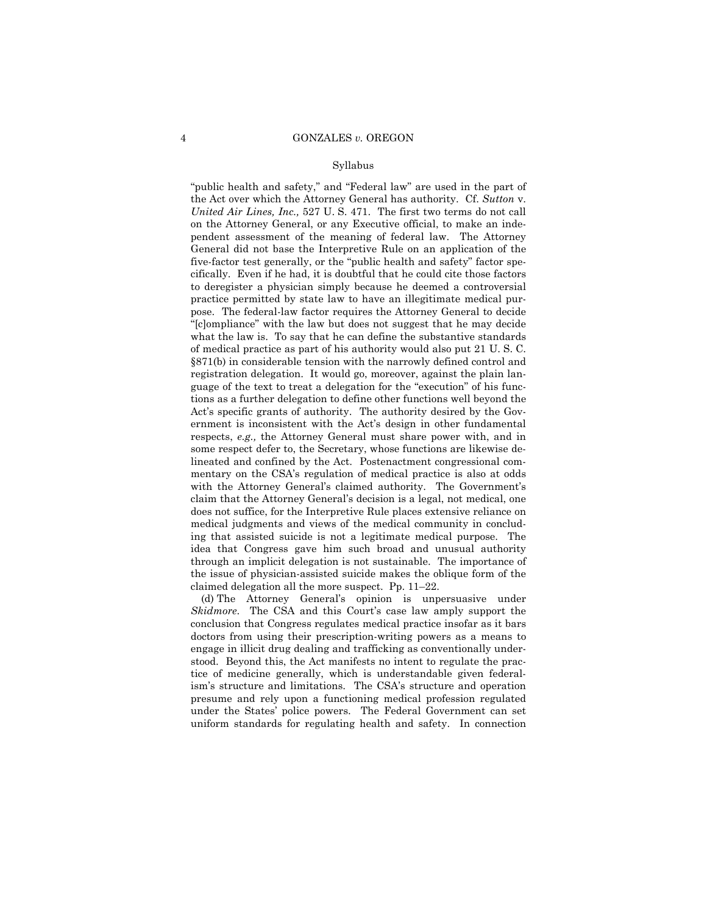"public health and safety," and "Federal law" are used in the part of the Act over which the Attorney General has authority. Cf. *Sutton* v. *United Air Lines, Inc.,* 527 U. S. 471. The first two terms do not call on the Attorney General, or any Executive official, to make an independent assessment of the meaning of federal law. The Attorney General did not base the Interpretive Rule on an application of the five-factor test generally, or the "public health and safety" factor specifically. Even if he had, it is doubtful that he could cite those factors to deregister a physician simply because he deemed a controversial practice permitted by state law to have an illegitimate medical purpose. The federal-law factor requires the Attorney General to decide "[c]ompliance" with the law but does not suggest that he may decide what the law is. To say that he can define the substantive standards of medical practice as part of his authority would also put 21 U. S. C. §871(b) in considerable tension with the narrowly defined control and registration delegation. It would go, moreover, against the plain language of the text to treat a delegation for the "execution" of his functions as a further delegation to define other functions well beyond the Act's specific grants of authority. The authority desired by the Government is inconsistent with the Act's design in other fundamental respects, *e.g.,* the Attorney General must share power with, and in some respect defer to, the Secretary, whose functions are likewise delineated and confined by the Act. Postenactment congressional commentary on the CSA's regulation of medical practice is also at odds with the Attorney General's claimed authority. The Government's claim that the Attorney General's decision is a legal, not medical, one does not suffice, for the Interpretive Rule places extensive reliance on medical judgments and views of the medical community in concluding that assisted suicide is not a legitimate medical purpose. The idea that Congress gave him such broad and unusual authority through an implicit delegation is not sustainable. The importance of the issue of physician-assisted suicide makes the oblique form of the claimed delegation all the more suspect. Pp. 11–22.

(d) The Attorney General's opinion is unpersuasive under *Skidmore*. The CSA and this Court's case law amply support the conclusion that Congress regulates medical practice insofar as it bars doctors from using their prescription-writing powers as a means to engage in illicit drug dealing and trafficking as conventionally understood. Beyond this, the Act manifests no intent to regulate the practice of medicine generally, which is understandable given federalism's structure and limitations. The CSA's structure and operation presume and rely upon a functioning medical profession regulated under the States' police powers. The Federal Government can set uniform standards for regulating health and safety. In connection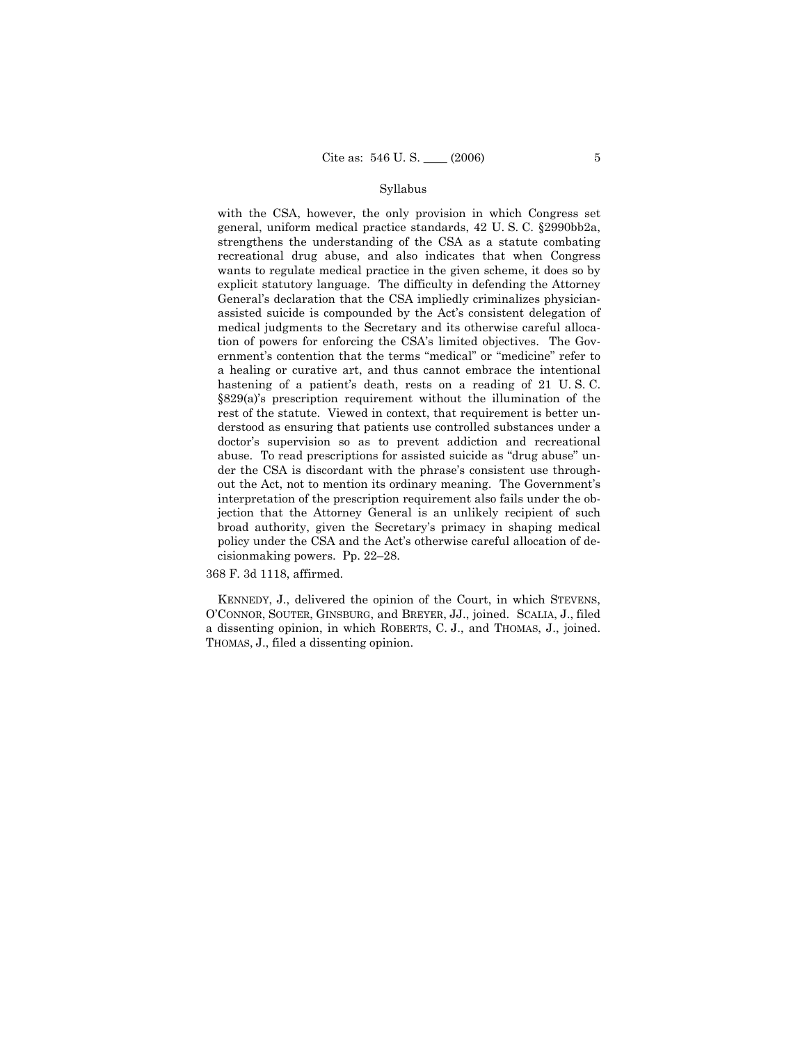with the CSA, however, the only provision in which Congress set general, uniform medical practice standards, 42 U. S. C. §2990bb2a, strengthens the understanding of the CSA as a statute combating recreational drug abuse, and also indicates that when Congress wants to regulate medical practice in the given scheme, it does so by explicit statutory language. The difficulty in defending the Attorney General's declaration that the CSA impliedly criminalizes physician-assisted suicide is compounded by the Act's consistent delegation of medical judgments to the Secretary and its otherwise careful allocation of powers for enforcing the CSA's limited objectives. The Government's contention that the terms "medical" or "medicine" refer to a healing or curative art, and thus cannot embrace the intentional hastening of a patient's death, rests on a reading of 21 U. S. C. §829(a)'s prescription requirement without the illumination of the rest of the statute. Viewed in context, that requirement is better understood as ensuring that patients use controlled substances under a doctor's supervision so as to prevent addiction and recreational abuse. To read prescriptions for assisted suicide as "drug abuse" under the CSA is discordant with the phrase's consistent use throughout the Act, not to mention its ordinary meaning. The Government's interpretation of the prescription requirement also fails under the objection that the Attorney General is an unlikely recipient of such broad authority, given the Secretary's primacy in shaping medical policy under the CSA and the Act's otherwise careful allocation of decisionmaking powers. Pp. 22–28.

368 F. 3d 1118, affirmed.

KENNEDY, J., delivered the opinion of the Court, in which STEVENS, O'CONNOR, SOUTER, GINSBURG, and BREYER, JJ., joined. SCALIA, J., filed a dissenting opinion, in which ROBERTS, C. J., and THOMAS, J., joined. THOMAS, J., filed a dissenting opinion.